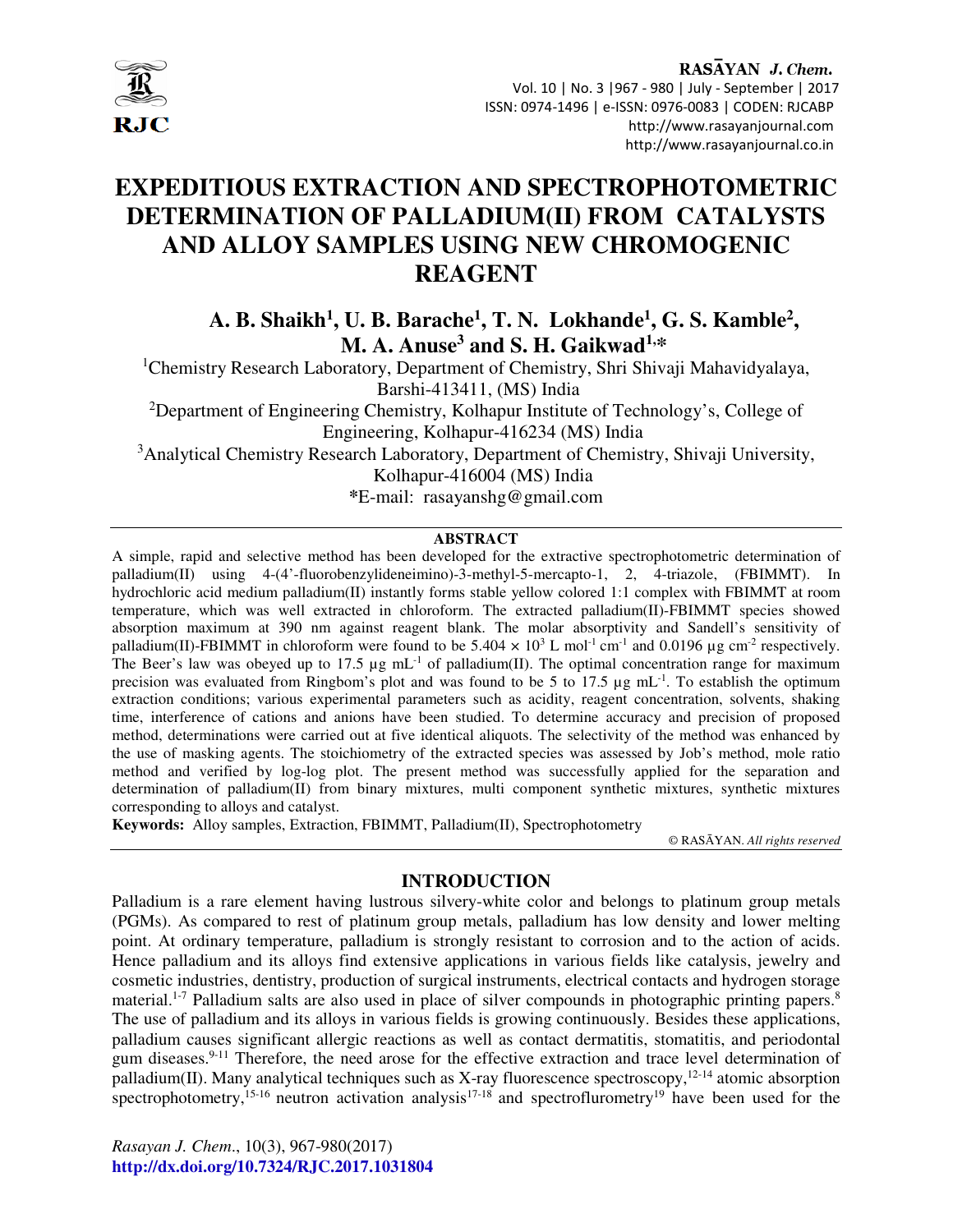# EXPEDITIOUS EXTRACTION AND SPECTROPHOTOMETRIC DETERMINATION OF PALLADIUM(II) FROM CATALYSTS AND ALLOY SAMPLES USING NEW CHROMOGENIC REAGENT

**A. B. Shaikh[1], U. B. Barache[1], T. N. Lokhande[1], G. S. Kamble[2], M. A. Anuse[3] and S. H. Gaikwad[1,*]**

[1]Chemistry Research Laboratory, Department of Chemistry, Shri Shivaji Mahavidyalaya, Barshi-413411, (MS) India

[2]Department of Engineering Chemistry, Kolhapur Institute of Technology's, College of Engineering, Kolhapur-416234 (MS) India

[3]Analytical Chemistry Research Laboratory, Department of Chemistry, Shivaji University, Kolhapur-416004 (MS) India

*E-mail: rasayanshg@gmail.com

## ABSTRACT

A simple, rapid and selective method has been developed for the extractive spectrophotometric determination of palladium(II) using 4-(4'-fluorobenzylideneimino)-3-methyl-5-mercapto-1, 2, 4-triazole, (FBIMMT). In hydrochloric acid medium palladium(II) instantly forms stable yellow colored 1:1 complex with FBIMMT at room temperature, which was well extracted in chloroform. The extracted palladium(II)-FBIMMT species showed absorption maximum at 390 nm against reagent blank. The molar absorptivity and Sandell's sensitivity of palladium(II)-FBIMMT in chloroform were found to be $5.404 \times 10^3$ L mol$^{-1}$ cm$^{-1}$ and 0.0196 µg cm$^{-2}$ respectively. The Beer's law was obeyed up to 17.5 µg mL$^{-1}$ of palladium(II). The optimal concentration range for maximum precision was evaluated from Ringbom's plot and was found to be 5 to 17.5 µg mL$^{-1}$. To establish the optimum extraction conditions; various experimental parameters such as acidity, reagent concentration, solvents, shaking time, interference of cations and anions have been studied. To determine accuracy and precision of proposed method, determinations were carried out at five identical aliquots. The selectivity of the method was enhanced by the use of masking agents. The stoichiometry of the extracted species was assessed by Job's method, mole ratio method and verified by log-log plot. The present method was successfully applied for the separation and determination of palladium(II) from binary mixtures, multi component synthetic mixtures, synthetic mixtures corresponding to alloys and catalyst.

**Keywords:** Alloy samples, Extraction, FBIMMT, Palladium(II), Spectrophotometry

© RASĀYAN. *All rights reserved*

## INTRODUCTION

Palladium is a rare element having lustrous silvery-white color and belongs to platinum group metals (PGMs). As compared to rest of platinum group metals, palladium has low density and lower melting point. At ordinary temperature, palladium is strongly resistant to corrosion and to the action of acids. Hence palladium and its alloys find extensive applications in various fields like catalysis, jewelry and cosmetic industries, dentistry, production of surgical instruments, electrical contacts and hydrogen storage material.[1-7] Palladium salts are also used in place of silver compounds in photographic printing papers.[8] The use of palladium and its alloys in various fields is growing continuously. Besides these applications, palladium causes significant allergic reactions as well as contact dermatitis, stomatitis, and periodontal gum diseases.[9-11] Therefore, the need arose for the effective extraction and trace level determination of palladium(II). Many analytical techniques such as X-ray fluorescence spectroscopy,[12-14] atomic absorption spectrophotometry,[15-16] neutron activation analysis[17-18] and spectrofluorometry[19] have been used for the

*Rasayan J. Chem.*, 10(3), 967-980(2017)
**http://dx.doi.org/10.7324/RJC.2017.1031804**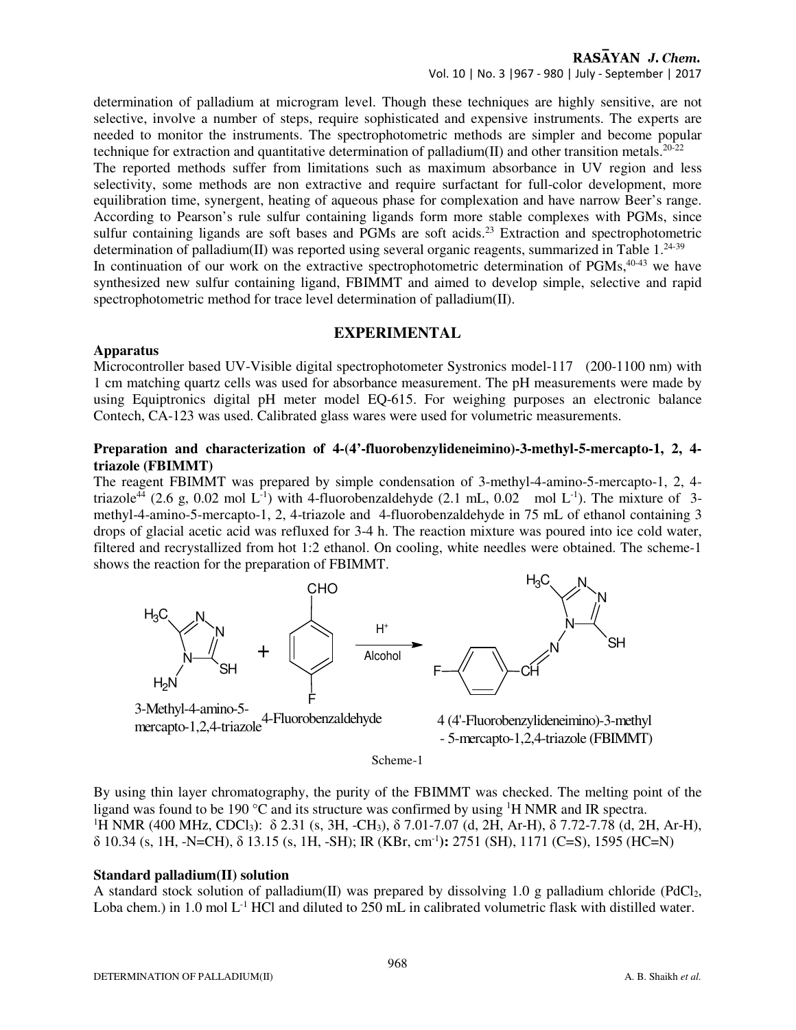determination of palladium at microgram level. Though these techniques are highly sensitive, are not selective, involve a number of steps, require sophisticated and expensive instruments. The experts are needed to monitor the instruments. The spectrophotometric methods are simpler and become popular technique for extraction and quantitative determination of palladium(II) and other transition metals.[20-22]

The reported methods suffer from limitations such as maximum absorbance in UV region and less selectivity, some methods are non extractive and require surfactant for full-color development, more equilibration time, synergent, heating of aqueous phase for complexation and have narrow Beer's range. According to Pearson's rule sulfur containing ligands form more stable complexes with PGMs, since sulfur containing ligands are soft bases and PGMs are soft acids.[23] Extraction and spectrophotometric determination of palladium(II) was reported using several organic reagents, summarized in Table 1.[24-39]

In continuation of our work on the extractive spectrophotometric determination of PGMs,[40-43] we have synthesized new sulfur containing ligand, FBIMMT and aimed to develop simple, selective and rapid spectrophotometric method for trace level determination of palladium(II).

## EXPERIMENTAL

### Apparatus

Microcontroller based UV-Visible digital spectrophotometer Systronics model-117 (200-1100 nm) with 1 cm matching quartz cells was used for absorbance measurement. The pH measurements were made by using Equiptronics digital pH meter model EQ-615. For weighing purposes an electronic balance Contech, CA-123 was used. Calibrated glass wares were used for volumetric measurements.

### Preparation and characterization of 4-(4'-fluorobenzylideneimino)-3-methyl-5-mercapto-1, 2, 4-triazole (FBIMMT)

The reagent FBIMMT was prepared by simple condensation of 3-methyl-4-amino-5-mercapto-1, 2, 4-triazole[44] (2.6 g, 0.02 mol $L^{-1}$) with 4-fluorobenzaldehyde (2.1 mL, 0.02 mol $L^{-1}$). The mixture of 3-methyl-4-amino-5-mercapto-1, 2, 4-triazole and 4-fluorobenzaldehyde in 75 mL of ethanol containing 3 drops of glacial acetic acid was refluxed for 3-4 h. The reaction mixture was poured into ice cold water, filtered and recrystallized from hot 1:2 ethanol. On cooling, white needles were obtained. The scheme-1 shows the reaction for the preparation of FBIMMT.

3-Methyl-4-amino-5-mercapto-1,2,4-triazole + 4-Fluorobenzaldehyde $\xrightarrow[\text{Alcohol}]{H^+}$ 4 (4'-Fluorobenzylideneimino)-3-methyl - 5-mercapto-1,2,4-triazole (FBIMMT)

Scheme-1

By using thin layer chromatography, the purity of the FBIMMT was checked. The melting point of the ligand was found to be 190 °C and its structure was confirmed by using $^{1}$H NMR and IR spectra.

$^{1}$H NMR (400 MHz, $CDCl_3$): δ 2.31 (s, 3H, $-CH_3$), δ 7.01-7.07 (d, 2H, Ar-H), δ 7.72-7.78 (d, 2H, Ar-H), δ 10.34 (s, 1H, -N=CH), δ 13.15 (s, 1H, -SH); IR (KBr, $cm^{-1}$)**:** 2751 (SH), 1171 (C=S), 1595 (HC=N)

### Standard palladium(II) solution

A standard stock solution of palladium(II) was prepared by dissolving 1.0 g palladium chloride ($PdCl_2$, Loba chem.) in 1.0 mol $L^{-1}$ HCl and diluted to 250 mL in calibrated volumetric flask with distilled water.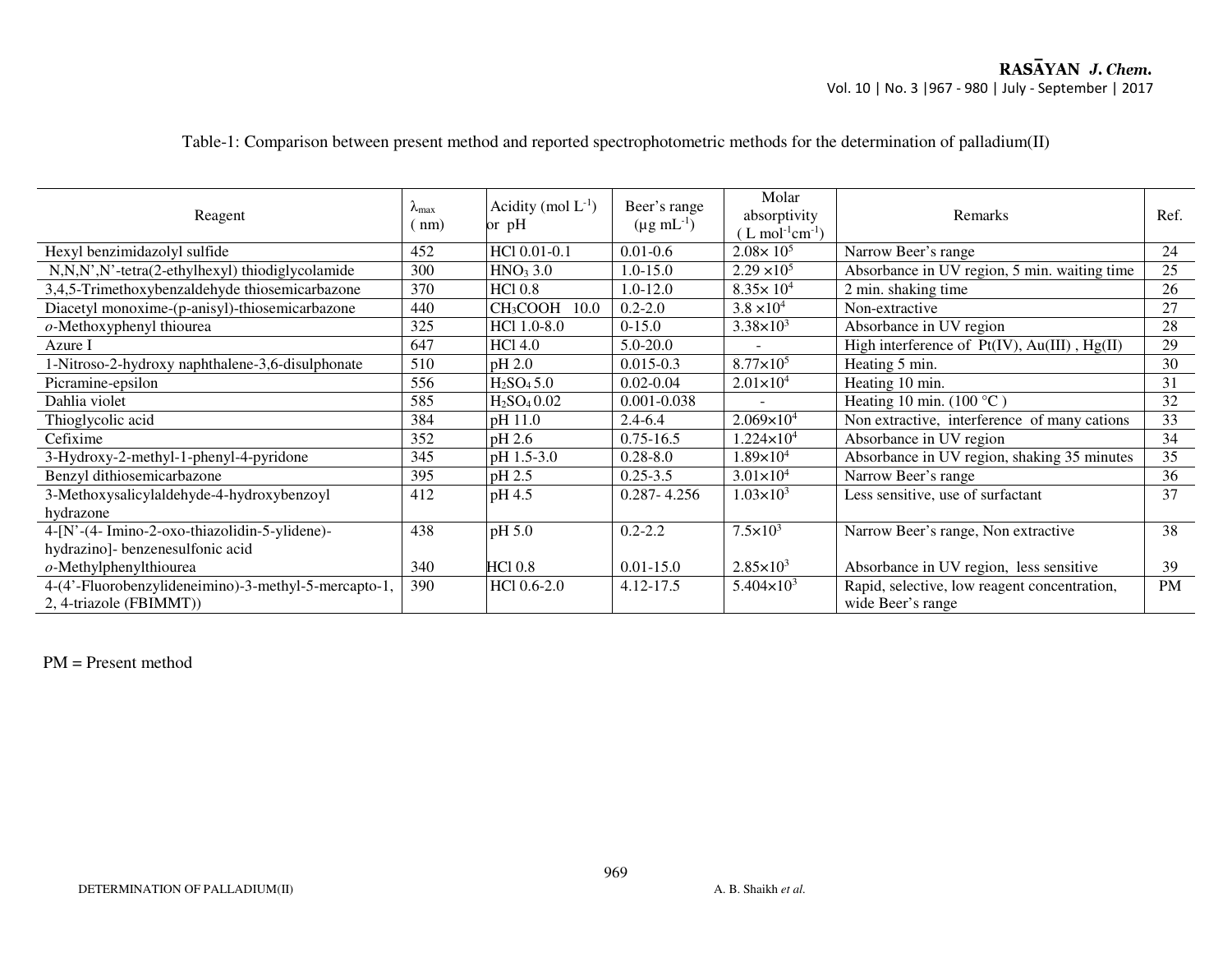Table-1: Comparison between present method and reported spectrophotometric methods for the determination of palladium(II)

| Reagent | $\lambda_{max}$ ( nm) | Acidity (mol $L^{-1}$) or pH | Beer's range (µg $mL^{-1}$) | Molar absorptivity ( L $mol^{-1}cm^{-1}$) | Remarks | Ref. |
|---|---|---|---|---|---|---|
| Hexyl benzimidazolyl sulfide | 452 | HCl 0.01-0.1 | 0.01-0.6 | $2.08\times 10^{5}$ | Narrow Beer's range | 24 |
| N,N,N',N'-tetra(2-ethylhexyl) thiodiglycolamide | 300 | $HNO_3$ 3.0 | 1.0-15.0 | $2.29\times10^{5}$ | Absorbance in UV region, 5 min. waiting time | 25 |
| 3,4,5-Trimethoxybenzaldehyde thiosemicarbazone | 370 | HCl 0.8 | 1.0-12.0 | $8.35\times 10^{4}$ | 2 min. shaking time | 26 |
| Diacetyl monoxime-(p-anisyl)-thiosemicarbazone | 440 | $CH_3COOH$ 10.0 | 0.2-2.0 | $3.8\times10^{4}$ | Non-extractive | 27 |
| *o*-Methoxyphenyl thiourea | 325 | HCl 1.0-8.0 | 0-15.0 | $3.38\times10^{3}$ | Absorbance in UV region | 28 |
| Azure I | 647 | HCl 4.0 | 5.0-20.0 | - | High interference of Pt(IV), Au(III) , Hg(II) | 29 |
| 1-Nitroso-2-hydroxy naphthalene-3,6-disulphonate | 510 | pH 2.0 | 0.015-0.3 | $8.77\times10^{5}$ | Heating 5 min. | 30 |
| Picramine-epsilon | 556 | $H_2SO_4$ 5.0 | 0.02-0.04 | $2.01\times10^{4}$ | Heating 10 min. | 31 |
| Dahlia violet | 585 | $H_2SO_4$ 0.02 | 0.001-0.038 | - | Heating 10 min. (100 °C ) | 32 |
| Thioglycolic acid | 384 | pH 11.0 | 2.4-6.4 | $2.069\times10^{4}$ | Non extractive, interference of many cations | 33 |
| Cefixime | 352 | pH 2.6 | 0.75-16.5 | $1.224\times10^{4}$ | Absorbance in UV region | 34 |
| 3-Hydroxy-2-methyl-1-phenyl-4-pyridone | 345 | pH 1.5-3.0 | 0.28-8.0 | $1.89\times10^{4}$ | Absorbance in UV region, shaking 35 minutes | 35 |
| Benzyl dithiosemicarbazone | 395 | pH 2.5 | 0.25-3.5 | $3.01\times10^{4}$ | Narrow Beer's range | 36 |
| 3-Methoxysalicylaldehyde-4-hydroxybenzoyl hydrazone | 412 | pH 4.5 | 0.287- 4.256 | $1.03\times10^{3}$ | Less sensitive, use of surfactant | 37 |
| 4-[N'-(4- Imino-2-oxo-thiazolidin-5-ylidene)-hydrazino]- benzenesulfonic acid | 438 | pH 5.0 | 0.2-2.2 | $7.5\times10^{3}$ | Narrow Beer's range, Non extractive | 38 |
| *o*-Methylphenylthiourea | 340 | HCl 0.8 | 0.01-15.0 | $2.85\times10^{3}$ | Absorbance in UV region, less sensitive | 39 |
| 4-(4'-Fluorobenzylideneimino)-3-methyl-5-mercapto-1, 2, 4-triazole (FBIMMT)) | 390 | HCl 0.6-2.0 | 4.12-17.5 | $5.404\times10^{3}$ | Rapid, selective, low reagent concentration, wide Beer's range | PM |

PM = Present method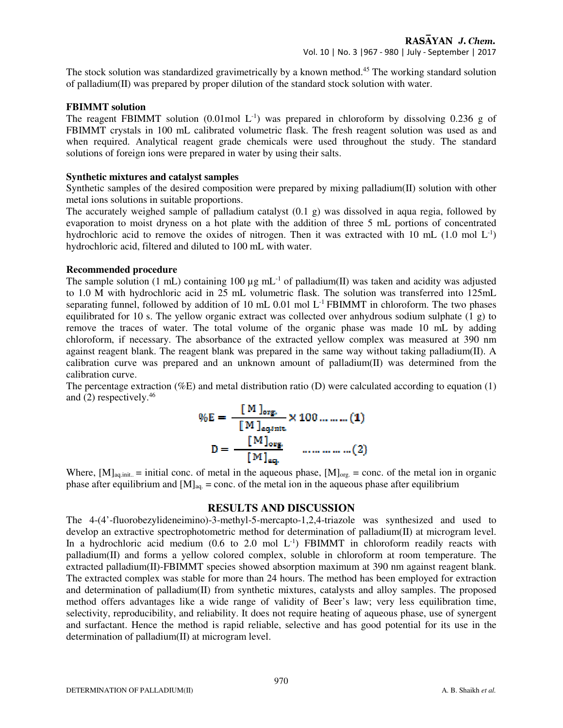The stock solution was standardized gravimetrically by a known method.[45] The working standard solution of palladium(II) was prepared by proper dilution of the standard stock solution with water.

**FBIMMT solution**

The reagent FBIMMT solution (0.01mol $L^{-1}$) was prepared in chloroform by dissolving 0.236 g of FBIMMT crystals in 100 mL calibrated volumetric flask. The fresh reagent solution was used as and when required. Analytical reagent grade chemicals were used throughout the study. The standard solutions of foreign ions were prepared in water by using their salts.

**Synthetic mixtures and catalyst samples**

Synthetic samples of the desired composition were prepared by mixing palladium(II) solution with other metal ions solutions in suitable proportions.

The accurately weighed sample of palladium catalyst (0.1 g) was dissolved in aqua regia, followed by evaporation to moist dryness on a hot plate with the addition of three 5 mL portions of concentrated hydrochloric acid to remove the oxides of nitrogen. Then it was extracted with 10 mL (1.0 mol $L^{-1}$) hydrochloric acid, filtered and diluted to 100 mL with water.

**Recommended procedure**

The sample solution (1 mL) containing 100 μg $mL^{-1}$ of palladium(II) was taken and acidity was adjusted to 1.0 M with hydrochloric acid in 25 mL volumetric flask. The solution was transferred into 125mL separating funnel, followed by addition of 10 mL 0.01 mol $L^{-1}$ FBIMMT in chloroform. The two phases equilibrated for 10 s. The yellow organic extract was collected over anhydrous sodium sulphate (1 g) to remove the traces of water. The total volume of the organic phase was made 10 mL by adding chloroform, if necessary. The absorbance of the extracted yellow complex was measured at 390 nm against reagent blank. The reagent blank was prepared in the same way without taking palladium(II). A calibration curve was prepared and an unknown amount of palladium(II) was determined from the calibration curve.

The percentage extraction (%E) and metal distribution ratio (D) were calculated according to equation (1) and (2) respectively.[46]

$$\%E = \frac{[M]_{org.}}{[M]_{aq.init.}} \times 100 \qquad (1)$$

$$D = \frac{[M]_{org.}}{[M]_{aq.}} \qquad (2)$$

Where, $[M]_{aq.init.}$ = initial conc. of metal in the aqueous phase, $[M]_{org.}$ = conc. of the metal ion in organic phase after equilibrium and $[M]_{aq.}$ = conc. of the metal ion in the aqueous phase after equilibrium

## RESULTS AND DISCUSSION

The 4-(4'-fluorobezylideneimino)-3-methyl-5-mercapto-1,2,4-triazole was synthesized and used to develop an extractive spectrophotometric method for determination of palladium(II) at microgram level. In a hydrochloric acid medium (0.6 to 2.0 mol $L^{-1}$) FBIMMT in chloroform readily reacts with palladium(II) and forms a yellow colored complex, soluble in chloroform at room temperature. The extracted palladium(II)-FBIMMT species showed absorption maximum at 390 nm against reagent blank. The extracted complex was stable for more than 24 hours. The method has been employed for extraction and determination of palladium(II) from synthetic mixtures, catalysts and alloy samples. The proposed method offers advantages like a wide range of validity of Beer's law; very less equilibration time, selectivity, reproducibility, and reliability. It does not require heating of aqueous phase, use of synergent and surfactant. Hence the method is rapid reliable, selective and has good potential for its use in the determination of palladium(II) at microgram level.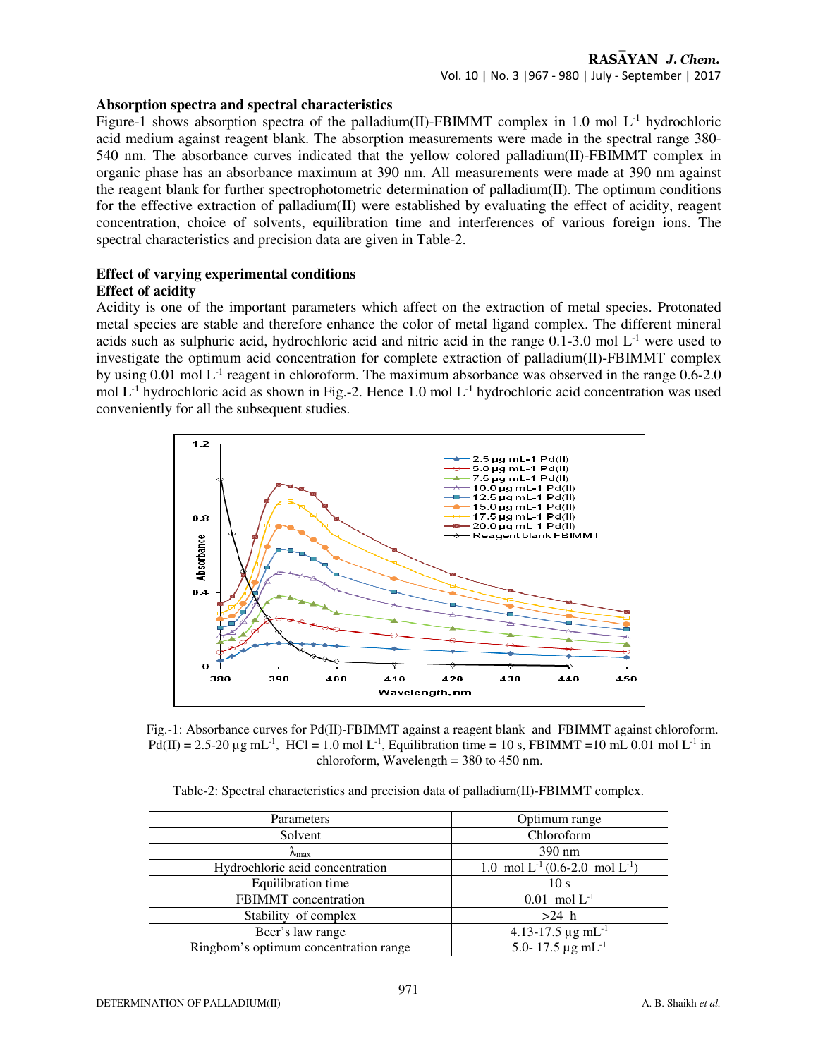### Absorption spectra and spectral characteristics

Figure-1 shows absorption spectra of the palladium(II)-FBIMMT complex in 1.0 mol $L^{-1}$ hydrochloric acid medium against reagent blank. The absorption measurements were made in the spectral range 380-540 nm. The absorbance curves indicated that the yellow colored palladium(II)-FBIMMT complex in organic phase has an absorbance maximum at 390 nm. All measurements were made at 390 nm against the reagent blank for further spectrophotometric determination of palladium(II). The optimum conditions for the effective extraction of palladium(II) were established by evaluating the effect of acidity, reagent concentration, choice of solvents, equilibration time and interferences of various foreign ions. The spectral characteristics and precision data are given in Table-2.

### Effect of varying experimental conditions

### Effect of acidity

Acidity is one of the important parameters which affect on the extraction of metal species. Protonated metal species are stable and therefore enhance the color of metal ligand complex. The different mineral acids such as sulphuric acid, hydrochloric acid and nitric acid in the range 0.1-3.0 mol $L^{-1}$ were used to investigate the optimum acid concentration for complete extraction of palladium(II)-FBIMMT complex by using 0.01 mol $L^{-1}$ reagent in chloroform. The maximum absorbance was observed in the range 0.6-2.0 mol $L^{-1}$ hydrochloric acid as shown in Fig.-2. Hence 1.0 mol $L^{-1}$ hydrochloric acid concentration was used conveniently for all the subsequent studies.

Fig.-1: Absorbance curves for Pd(II)-FBIMMT against a reagent blank and FBIMMT against chloroform. Pd(II) = 2.5-20 μg $mL^{-1}$, HCl = 1.0 mol $L^{-1}$, Equilibration time = 10 s, FBIMMT =10 mL 0.01 mol $L^{-1}$ in chloroform, Wavelength = 380 to 450 nm.

Table-2: Spectral characteristics and precision data of palladium(II)-FBIMMT complex.

| Parameters | Optimum range |
|---|---|
| Solvent | Chloroform |
| $\lambda_{max}$ | 390 nm |
| Hydrochloric acid concentration | 1.0 mol $L^{-1}$ (0.6-2.0 mol $L^{-1}$) |
| Equilibration time | 10 s |
| FBIMMT concentration | 0.01 mol $L^{-1}$ |
| Stability of complex | >24 h |
| Beer's law range | 4.13-17.5 μg $mL^{-1}$ |
| Ringbom's optimum concentration range | 5.0- 17.5 μg $mL^{-1}$ |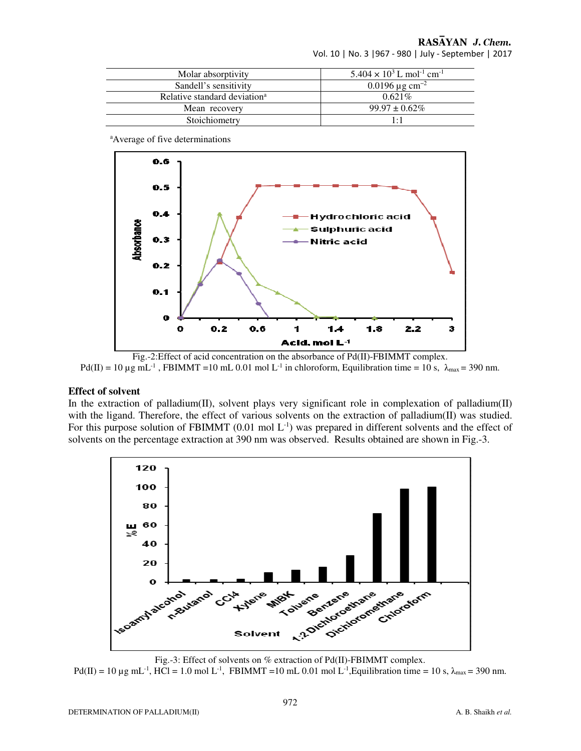| Molar absorptivity | $5.404 \times 10^3$ L mol$^{-1}$ cm$^{-1}$ |
|---|---|
| Sandell's sensitivity | 0.0196 µg cm$^{-2}$ |
| Relative standard deviation[a] | 0.621% |
| Mean recovery | 99.97 ± 0.62% |
| Stoichiometry | 1:1 |

[a]Average of five determinations

Fig.-2:Effect of acid concentration on the absorbance of Pd(II)-FBIMMT complex.
Pd(II) = 10 µg mL$^{-1}$ , FBIMMT =10 mL 0.01 mol L$^{-1}$ in chloroform, Equilibration time = 10 s, $\lambda_{max}$ = 390 nm.

### Effect of solvent

In the extraction of palladium(II), solvent plays very significant role in complexation of palladium(II) with the ligand. Therefore, the effect of various solvents on the extraction of palladium(II) was studied. For this purpose solution of FBIMMT (0.01 mol L$^{-1}$) was prepared in different solvents and the effect of solvents on the percentage extraction at 390 nm was observed. Results obtained are shown in Fig.-3.

Fig.-3: Effect of solvents on % extraction of Pd(II)-FBIMMT complex.
Pd(II) = 10 µg mL$^{-1}$, HCl = 1.0 mol L$^{-1}$, FBIMMT =10 mL 0.01 mol L$^{-1}$,Equilibration time = 10 s, $\lambda_{max}$ = 390 nm.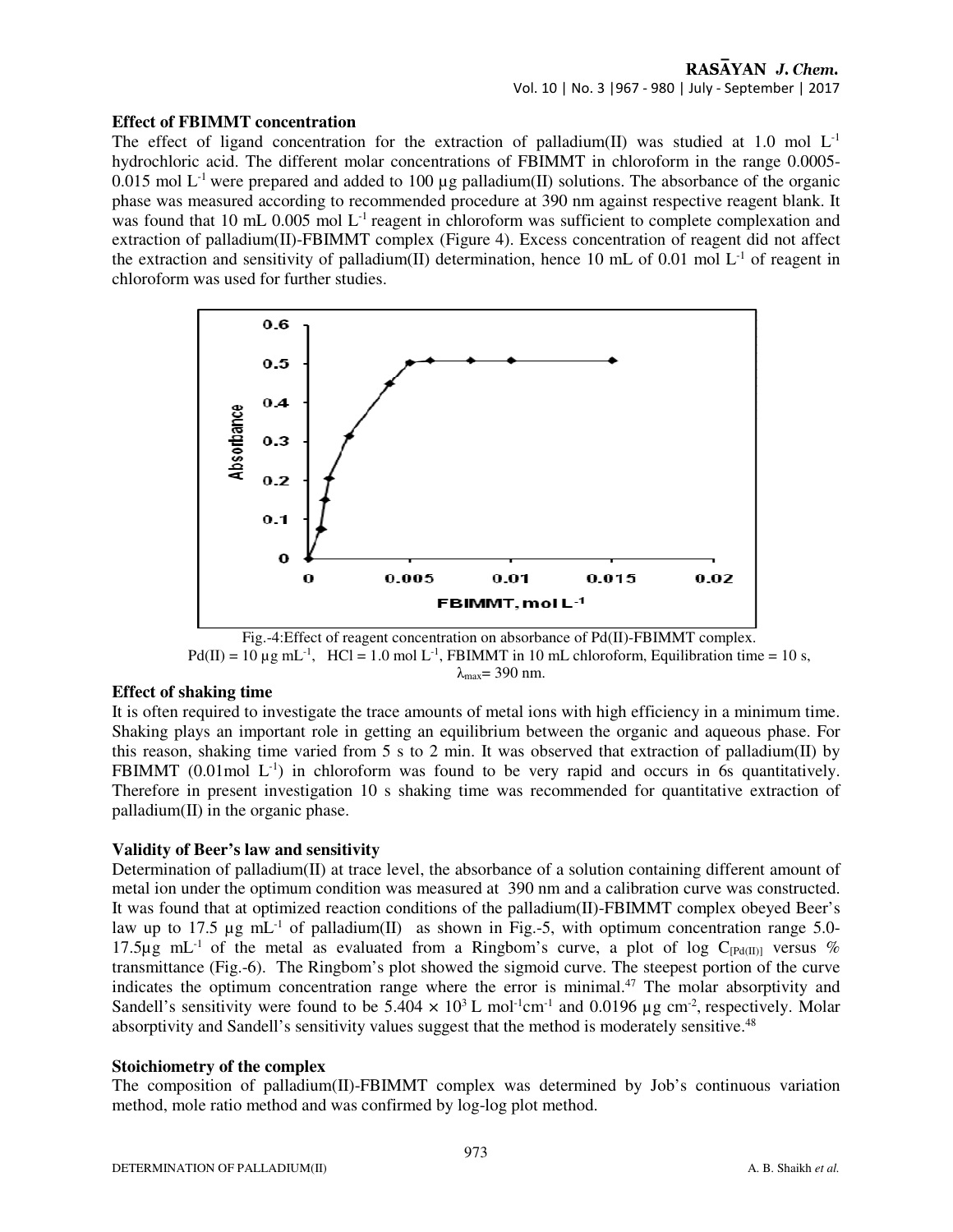**Effect of FBIMMT concentration**

The effect of ligand concentration for the extraction of palladium(II) was studied at 1.0 mol $L^{-1}$ hydrochloric acid. The different molar concentrations of FBIMMT in chloroform in the range 0.0005-0.015 mol $L^{-1}$ were prepared and added to 100 µg palladium(II) solutions. The absorbance of the organic phase was measured according to recommended procedure at 390 nm against respective reagent blank. It was found that 10 mL 0.005 mol $L^{-1}$ reagent in chloroform was sufficient to complete complexation and extraction of palladium(II)-FBIMMT complex (Figure 4). Excess concentration of reagent did not affect the extraction and sensitivity of palladium(II) determination, hence 10 mL of 0.01 mol $L^{-1}$ of reagent in chloroform was used for further studies.

Fig.-4:Effect of reagent concentration on absorbance of Pd(II)-FBIMMT complex.
Pd(II) = 10 µg $mL^{-1}$, HCl = 1.0 mol $L^{-1}$, FBIMMT in 10 mL chloroform, Equilibration time = 10 s, $\lambda_{max}$= 390 nm.

**Effect of shaking time**

It is often required to investigate the trace amounts of metal ions with high efficiency in a minimum time. Shaking plays an important role in getting an equilibrium between the organic and aqueous phase. For this reason, shaking time varied from 5 s to 2 min. It was observed that extraction of palladium(II) by FBIMMT (0.01mol $L^{-1}$) in chloroform was found to be very rapid and occurs in 6s quantitatively. Therefore in present investigation 10 s shaking time was recommended for quantitative extraction of palladium(II) in the organic phase.

**Validity of Beer's law and sensitivity**

Determination of palladium(II) at trace level, the absorbance of a solution containing different amount of metal ion under the optimum condition was measured at 390 nm and a calibration curve was constructed. It was found that at optimized reaction conditions of the palladium(II)-FBIMMT complex obeyed Beer's law up to 17.5 µg $mL^{-1}$ of palladium(II) as shown in Fig.-5, with optimum concentration range 5.0-17.5µg $mL^{-1}$ of the metal as evaluated from a Ringbom's curve, a plot of log $C_{[Pd(II)]}$ versus % transmittance (Fig.-6). The Ringbom's plot showed the sigmoid curve. The steepest portion of the curve indicates the optimum concentration range where the error is minimal.[47] The molar absorptivity and Sandell's sensitivity were found to be $5.404 \times 10^3$ L $mol^{-1}cm^{-1}$ and 0.0196 µg $cm^{-2}$, respectively. Molar absorptivity and Sandell's sensitivity values suggest that the method is moderately sensitive.[48]

**Stoichiometry of the complex**

The composition of palladium(II)-FBIMMT complex was determined by Job's continuous variation method, mole ratio method and was confirmed by log-log plot method.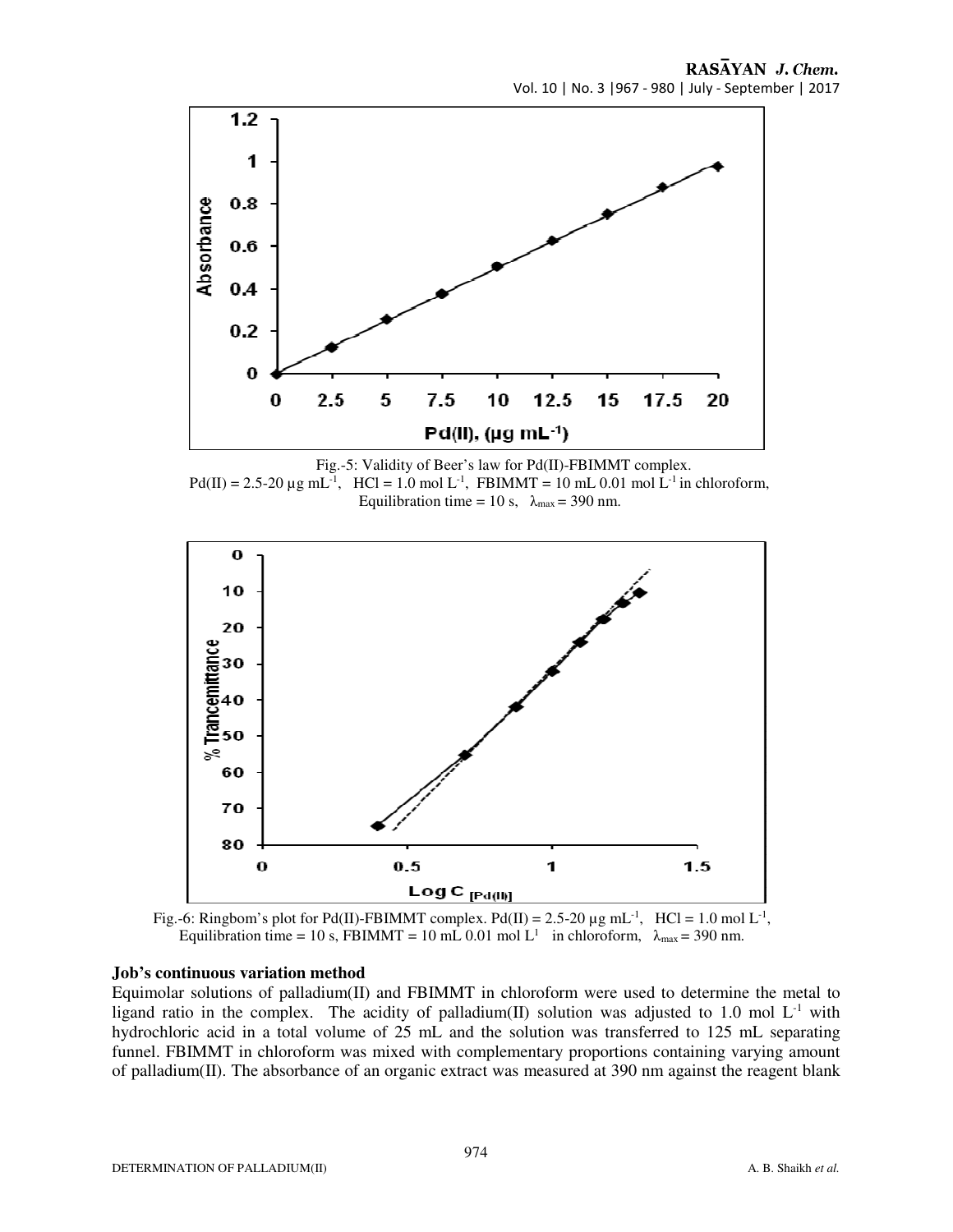Fig.-5: Validity of Beer's law for Pd(II)-FBIMMT complex. Pd(II) = 2.5-20 µg $mL^{-1}$, HCl = 1.0 mol $L^{-1}$, FBIMMT = 10 mL 0.01 mol $L^{-1}$ in chloroform, Equilibration time = 10 s, $\lambda_{max}$ = 390 nm.

Fig.-6: Ringbom's plot for Pd(II)-FBIMMT complex. Pd(II) = 2.5-20 µg $mL^{-1}$, HCl = 1.0 mol $L^{-1}$, Equilibration time = 10 s, FBIMMT = 10 mL 0.01 mol $L^{1}$ in chloroform, $\lambda_{max}$ = 390 nm.

**Job's continuous variation method**

Equimolar solutions of palladium(II) and FBIMMT in chloroform were used to determine the metal to ligand ratio in the complex. The acidity of palladium(II) solution was adjusted to 1.0 mol $L^{-1}$ with hydrochloric acid in a total volume of 25 mL and the solution was transferred to 125 mL separating funnel. FBIMMT in chloroform was mixed with complementary proportions containing varying amount of palladium(II). The absorbance of an organic extract was measured at 390 nm against the reagent blank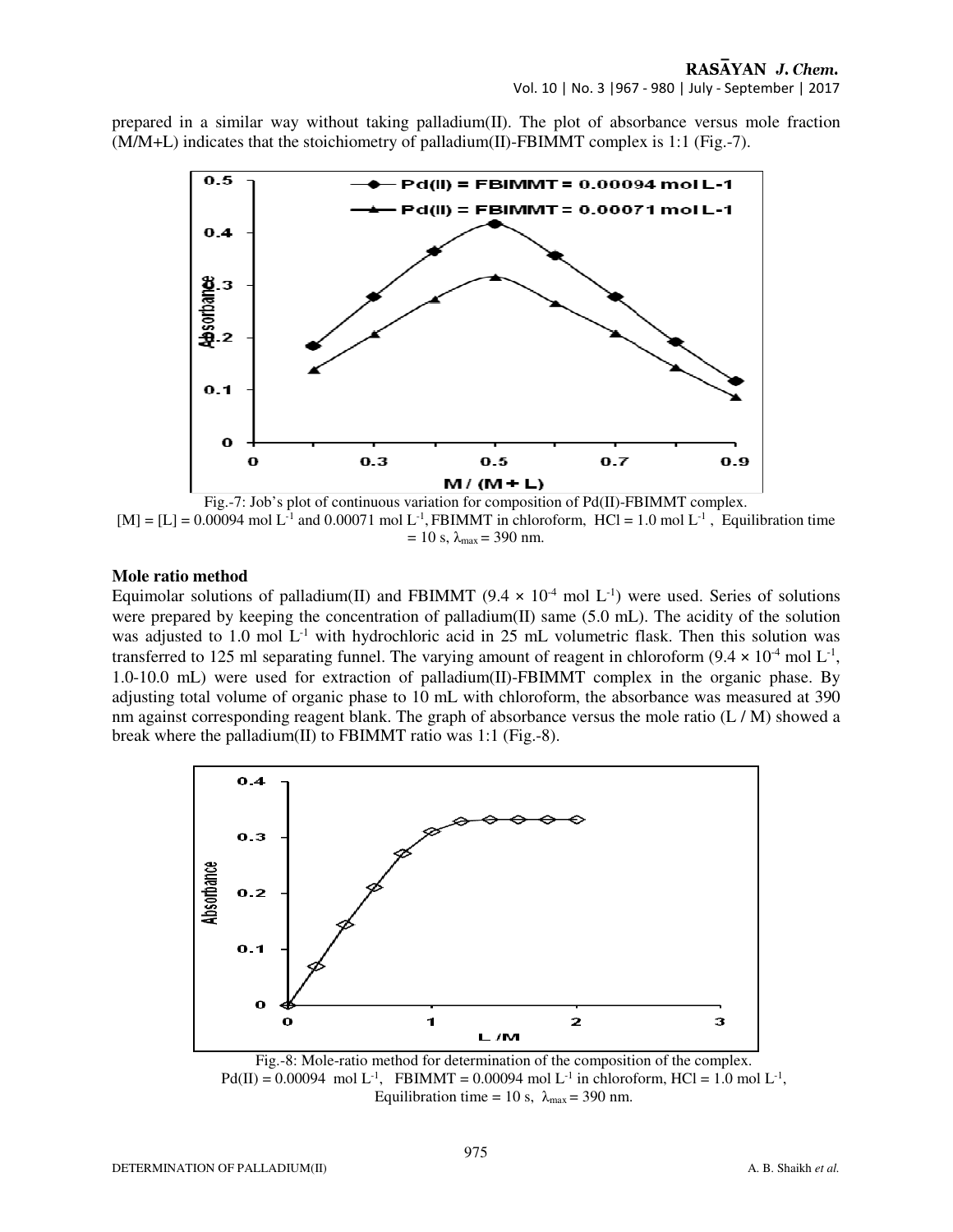prepared in a similar way without taking palladium(II). The plot of absorbance versus mole fraction (M/M+L) indicates that the stoichiometry of palladium(II)-FBIMMT complex is 1:1 (Fig.-7).

Fig.-7: Job's plot of continuous variation for composition of Pd(II)-FBIMMT complex. $[M] = [L] = 0.00094$ mol $L^{-1}$ and $0.00071$ mol $L^{-1}$, FBIMMT in chloroform, HCl = 1.0 mol $L^{-1}$, Equilibration time = 10 s, $\lambda_{max}$ = 390 nm.

### Mole ratio method

Equimolar solutions of palladium(II) and FBIMMT ($9.4 \times 10^{-4}$ mol $L^{-1}$) were used. Series of solutions were prepared by keeping the concentration of palladium(II) same (5.0 mL). The acidity of the solution was adjusted to 1.0 mol $L^{-1}$ with hydrochloric acid in 25 mL volumetric flask. Then this solution was transferred to 125 ml separating funnel. The varying amount of reagent in chloroform ($9.4 \times 10^{-4}$ mol $L^{-1}$, 1.0-10.0 mL) were used for extraction of palladium(II)-FBIMMT complex in the organic phase. By adjusting total volume of organic phase to 10 mL with chloroform, the absorbance was measured at 390 nm against corresponding reagent blank. The graph of absorbance versus the mole ratio (L / M) showed a break where the palladium(II) to FBIMMT ratio was 1:1 (Fig.-8).

Fig.-8: Mole-ratio method for determination of the composition of the complex. Pd(II) = 0.00094 mol $L^{-1}$, FBIMMT = 0.00094 mol $L^{-1}$ in chloroform, HCl = 1.0 mol $L^{-1}$, Equilibration time = 10 s, $\lambda_{max}$ = 390 nm.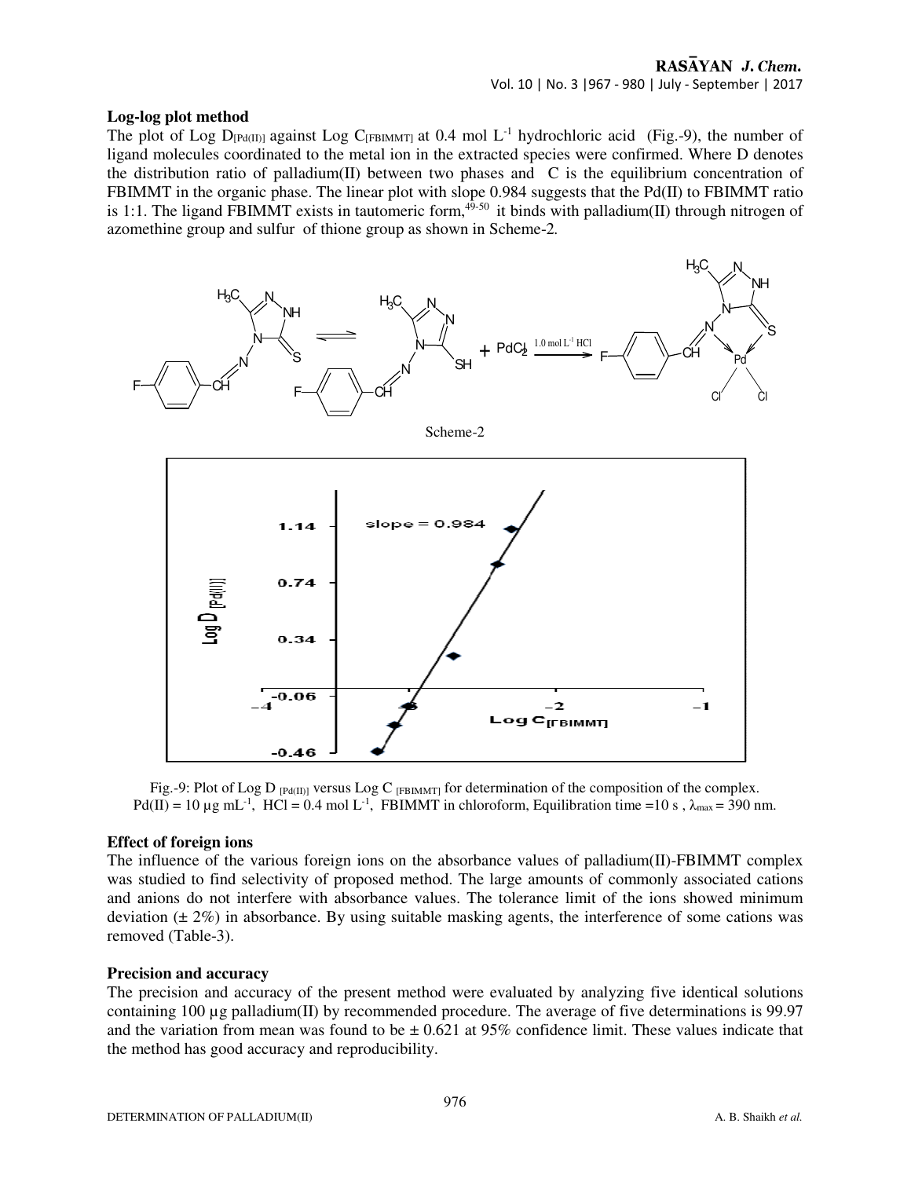**Log-log plot method**

The plot of Log $D_{[Pd(II)]}$ against Log $C_{[FBIMMT]}$ at 0.4 mol $L^{-1}$ hydrochloric acid (Fig.-9), the number of ligand molecules coordinated to the metal ion in the extracted species were confirmed. Where D denotes the distribution ratio of palladium(II) between two phases and C is the equilibrium concentration of FBIMMT in the organic phase. The linear plot with slope 0.984 suggests that the Pd(II) to FBIMMT ratio is 1:1. The ligand FBIMMT exists in tautomeric form,[49-50] it binds with palladium(II) through nitrogen of azomethine group and sulfur of thione group as shown in Scheme-2.

Scheme-2

Fig.-9: Plot of Log $D_{[Pd(II)]}$ versus Log $C_{[FBIMMT]}$ for determination of the composition of the complex. Pd(II) = 10 µg $mL^{-1}$, HCl = 0.4 mol $L^{-1}$, FBIMMT in chloroform, Equilibration time =10 s, $\lambda_{max}$ = 390 nm.

**Effect of foreign ions**

The influence of the various foreign ions on the absorbance values of palladium(II)-FBIMMT complex was studied to find selectivity of proposed method. The large amounts of commonly associated cations and anions do not interfere with absorbance values. The tolerance limit of the ions showed minimum deviation (± 2%) in absorbance. By using suitable masking agents, the interference of some cations was removed (Table-3).

**Precision and accuracy**

The precision and accuracy of the present method were evaluated by analyzing five identical solutions containing 100 µg palladium(II) by recommended procedure. The average of five determinations is 99.97 and the variation from mean was found to be ± 0.621 at 95% confidence limit. These values indicate that the method has good accuracy and reproducibility.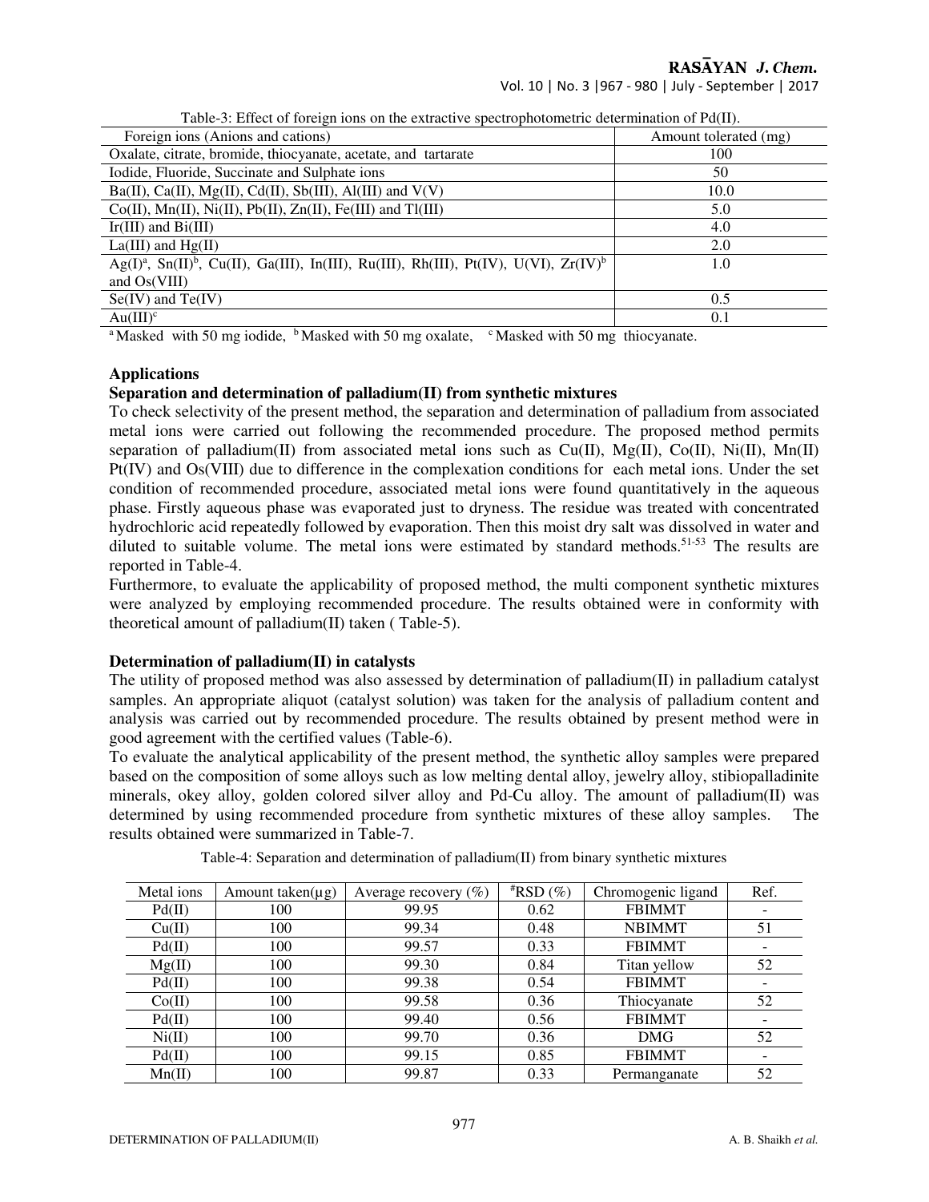Table-3: Effect of foreign ions on the extractive spectrophotometric determination of Pd(II).

| Foreign ions (Anions and cations) | Amount tolerated (mg) |
|---|---|
| Oxalate, citrate, bromide, thiocyanate, acetate, and tartarate | 100 |
| Iodide, Fluoride, Succinate and Sulphate ions | 50 |
| Ba(II), Ca(II), Mg(II), Cd(II), Sb(III), Al(III) and V(V) | 10.0 |
| Co(II), Mn(II), Ni(II), Pb(II), Zn(II), Fe(III) and Tl(III) | 5.0 |
| Ir(III) and Bi(III) | 4.0 |
| La(III) and Hg(II) | 2.0 |
| Ag(I)[a], Sn(II)[b], Cu(II), Ga(III), In(III), Ru(III), Rh(III), Pt(IV), U(VI), Zr(IV)[b] and Os(VIII) | 1.0 |
| Se(IV) and Te(IV) | 0.5 |
| Au(III)[c] | 0.1 |

[a] Masked with 50 mg iodide, [b] Masked with 50 mg oxalate, [c] Masked with 50 mg thiocyanate.

### Applications

#### Separation and determination of palladium(II) from synthetic mixtures

To check selectivity of the present method, the separation and determination of palladium from associated metal ions were carried out following the recommended procedure. The proposed method permits separation of palladium(II) from associated metal ions such as Cu(II), Mg(II), Co(II), Ni(II), Mn(II) Pt(IV) and Os(VIII) due to difference in the complexation conditions for each metal ions. Under the set condition of recommended procedure, associated metal ions were found quantitatively in the aqueous phase. Firstly aqueous phase was evaporated just to dryness. The residue was treated with concentrated hydrochloric acid repeatedly followed by evaporation. Then this moist dry salt was dissolved in water and diluted to suitable volume. The metal ions were estimated by standard methods.[51-53] The results are reported in Table-4.

Furthermore, to evaluate the applicability of proposed method, the multi component synthetic mixtures were analyzed by employing recommended procedure. The results obtained were in conformity with theoretical amount of palladium(II) taken ( Table-5).

#### Determination of palladium(II) in catalysts

The utility of proposed method was also assessed by determination of palladium(II) in palladium catalyst samples. An appropriate aliquot (catalyst solution) was taken for the analysis of palladium content and analysis was carried out by recommended procedure. The results obtained by present method were in good agreement with the certified values (Table-6).

To evaluate the analytical applicability of the present method, the synthetic alloy samples were prepared based on the composition of some alloys such as low melting dental alloy, jewelry alloy, stibiopalladinite minerals, okey alloy, golden colored silver alloy and Pd-Cu alloy. The amount of palladium(II) was determined by using recommended procedure from synthetic mixtures of these alloy samples. The results obtained were summarized in Table-7.

Table-4: Separation and determination of palladium(II) from binary synthetic mixtures

| Metal ions | Amount taken(μg) | Average recovery (%) | #RSD (%) | Chromogenic ligand | Ref. |
|---|---|---|---|---|---|
| Pd(II) | 100 | 99.95 | 0.62 | FBIMMT | - |
| Cu(II) | 100 | 99.34 | 0.48 | NBIMMT | 51 |
| Pd(II) | 100 | 99.57 | 0.33 | FBIMMT | - |
| Mg(II) | 100 | 99.30 | 0.84 | Titan yellow | 52 |
| Pd(II) | 100 | 99.38 | 0.54 | FBIMMT | - |
| Co(II) | 100 | 99.58 | 0.36 | Thiocyanate | 52 |
| Pd(II) | 100 | 99.40 | 0.56 | FBIMMT | - |
| Ni(II) | 100 | 99.70 | 0.36 | DMG | 52 |
| Pd(II) | 100 | 99.15 | 0.85 | FBIMMT | - |
| Mn(II) | 100 | 99.87 | 0.33 | Permanganate | 52 |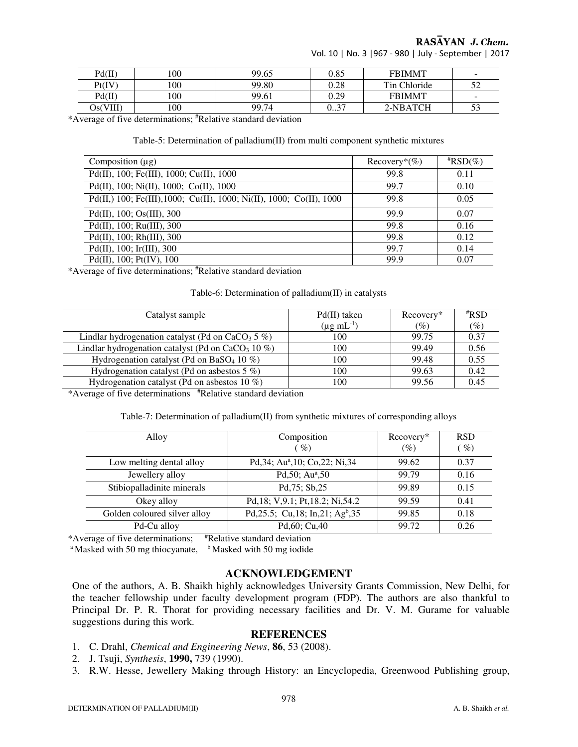| Pd(II) | 100 | 99.65 | 0.85 | FBIMMT | - |
|---|---|---|---|---|---|
| Pt(IV) | 100 | 99.80 | 0.28 | Tin Chloride | 52 |
| Pd(II) | 100 | 99.61 | 0.29 | FBIMMT | - |
| Os(VIII) | 100 | 99.74 | 0..37 | 2-NBATCH | 53 |

*Average of five determinations; #Relative standard deviation

Table-5: Determination of palladium(II) from multi component synthetic mixtures

| Composition (µg) | Recovery*(%) | #RSD(%) |
|---|---|---|
| Pd(II), 100; Fe(III), 1000; Cu(II), 1000 | 99.8 | 0.11 |
| Pd(II), 100; Ni(II), 1000; Co(II), 1000 | 99.7 | 0.10 |
| Pd(II,) 100; Fe(III),1000; Cu(II), 1000; Ni(II), 1000; Co(II), 1000 | 99.8 | 0.05 |
| Pd(II), 100; Os(III), 300 | 99.9 | 0.07 |
| Pd(II), 100; Ru(III), 300 | 99.8 | 0.16 |
| Pd(II), 100; Rh(III), 300 | 99.8 | 0.12 |
| Pd(II), 100; Ir(III), 300 | 99.7 | 0.14 |
| Pd(II), 100; Pt(IV), 100 | 99.9 | 0.07 |

*Average of five determinations; #Relative standard deviation

Table-6: Determination of palladium(II) in catalysts

| Catalyst sample | Pd(II) taken (µg $mL^{-1}$) | Recovery* (%) | #RSD (%) |
|---|---|---|---|
| Lindlar hydrogenation catalyst (Pd on $CaCO_3$ 5 %) | 100 | 99.75 | 0.37 |
| Lindlar hydrogenation catalyst (Pd on $CaCO_3$ 10 %) | 100 | 99.49 | 0.56 |
| Hydrogenation catalyst (Pd on $BaSO_4$ 10 %) | 100 | 99.48 | 0.55 |
| Hydrogenation catalyst (Pd on asbestos 5 %) | 100 | 99.63 | 0.42 |
| Hydrogenation catalyst (Pd on asbestos 10 %) | 100 | 99.56 | 0.45 |

*Average of five determinations #Relative standard deviation

Table-7: Determination of palladium(II) from synthetic mixtures of corresponding alloys

| Alloy | Composition ( %) | Recovery* (%) | RSD ( %) |
|---|---|---|---|
| Low melting dental alloy | Pd,34; Au[a],10; Co,22; Ni,34 | 99.62 | 0.37 |
| Jewellery alloy | Pd,50; Au[a],50 | 99.79 | 0.16 |
| Stibiopalladinite minerals | Pd,75; Sb,25 | 99.89 | 0.15 |
| Okey alloy | Pd,18; V,9.1; Pt,18.2; Ni,54.2 | 99.59 | 0.41 |
| Golden coloured silver alloy | Pd,25.5; Cu,18; In,21; Ag[b],35 | 99.85 | 0.18 |
| Pd-Cu alloy | Pd,60; Cu,40 | 99.72 | 0.26 |

*Average of five determinations; #Relative standard deviation
[a] Masked with 50 mg thiocyanate, [b] Masked with 50 mg iodide

## ACKNOWLEDGEMENT

One of the authors, A. B. Shaikh highly acknowledges University Grants Commission, New Delhi, for the teacher fellowship under faculty development program (FDP). The authors are also thankful to Principal Dr. P. R. Thorat for providing necessary facilities and Dr. V. M. Gurame for valuable suggestions during this work.

## REFERENCES

1. C. Drahl, *Chemical and Engineering News*, **86**, 53 (2008).
2. J. Tsuji, *Synthesis*, **1990,** 739 (1990).
3. R.W. Hesse, Jewellery Making through History: an Encyclopedia, Greenwood Publishing group,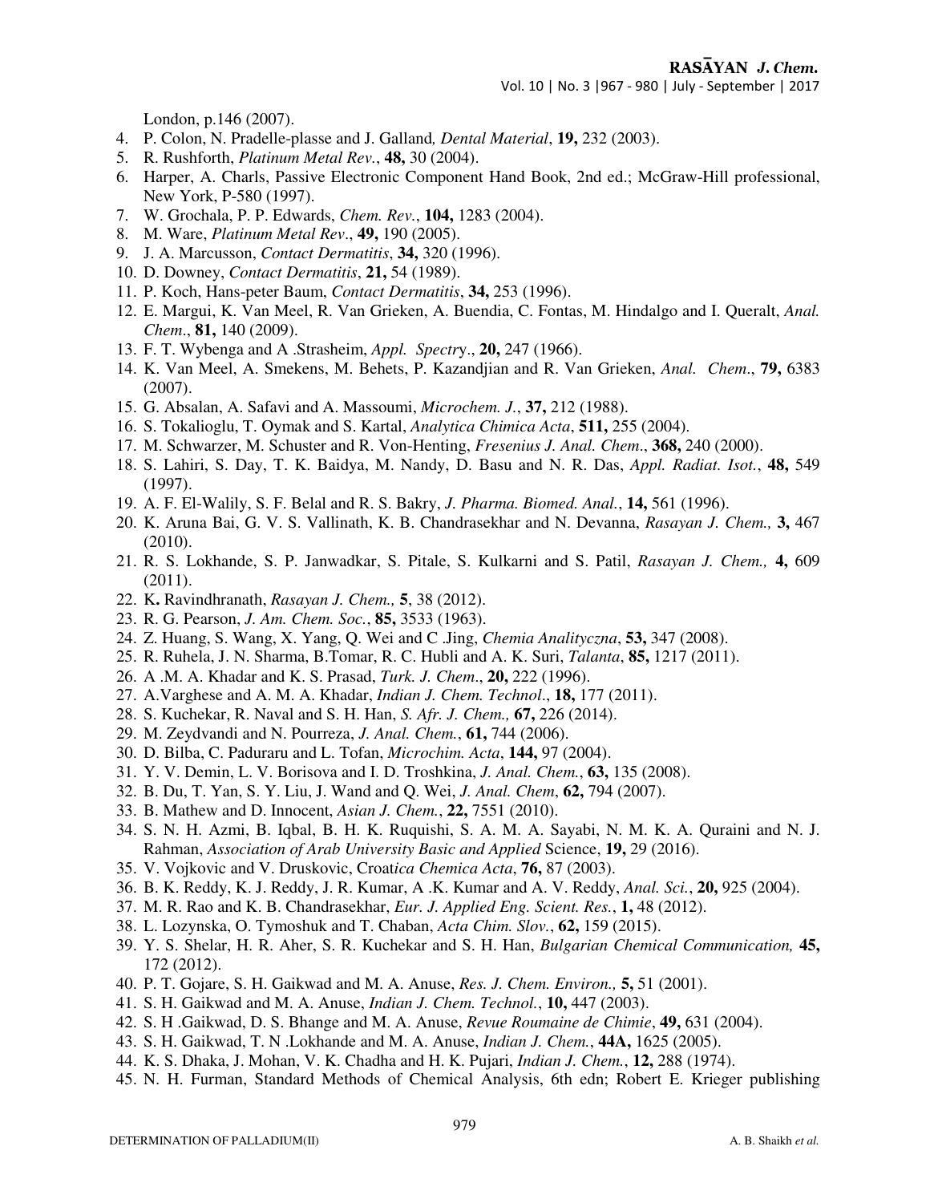London, p.146 (2007).

4. P. Colon, N. Pradelle-plasse and J. Galland*, Dental Material*, **19,** 232 (2003).
5. R. Rushforth, *Platinum Metal Rev.*, **48,** 30 (2004).
6. Harper, A. Charls, Passive Electronic Component Hand Book, 2nd ed.; McGraw-Hill professional, New York, P-580 (1997).
7. W. Grochala, P. P. Edwards, *Chem. Rev.*, **104,** 1283 (2004).
8. M. Ware, *Platinum Metal Rev*., **49,** 190 (2005).
9. J. A. Marcusson, *Contact Dermatitis*, **34,** 320 (1996).
10. D. Downey, *Contact Dermatitis*, **21,** 54 (1989).
11. P. Koch, Hans-peter Baum, *Contact Dermatitis*, **34,** 253 (1996).
12. E. Margui, K. Van Meel, R. Van Grieken, A. Buendia, C. Fontas, M. Hindalgo and I. Queralt, *Anal. Chem*., **81,** 140 (2009).
13. F. T. Wybenga and A .Strasheim, *Appl. Spectr*y., **20,** 247 (1966).
14. K. Van Meel, A. Smekens, M. Behets, P. Kazandjian and R. Van Grieken, *Anal. Chem*., **79,** 6383 (2007).
15. G. Absalan, A. Safavi and A. Massoumi, *Microchem. J.*, **37,** 212 (1988).
16. S. Tokalioglu, T. Oymak and S. Kartal, *Analytica Chimica Acta*, **511,** 255 (2004).
17. M. Schwarzer, M. Schuster and R. Von-Henting, *Fresenius J. Anal. Chem*., **368,** 240 (2000).
18. S. Lahiri, S. Day, T. K. Baidya, M. Nandy, D. Basu and N. R. Das, *Appl. Radiat. Isot.*, **48,** 549 (1997).
19. A. F. El-Walily, S. F. Belal and R. S. Bakry, *J. Pharma. Biomed. Anal.*, **14,** 561 (1996).
20. K. Aruna Bai, G. V. S. Vallinath, K. B. Chandrasekhar and N. Devanna, *Rasayan J. Chem.,* **3,** 467 (2010).
21. R. S. Lokhande, S. P. Janwadkar, S. Pitale, S. Kulkarni and S. Patil, *Rasayan J. Chem.,* **4,** 609 (2011).
22. K**.** Ravindhranath, *Rasayan J. Chem.,* **5**, 38 (2012).
23. R. G. Pearson, *J. Am. Chem. Soc.*, **85,** 3533 (1963).
24. Z. Huang, S. Wang, X. Yang, Q. Wei and C .Jing, *Chemia Analityczna*, **53,** 347 (2008).
25. R. Ruhela, J. N. Sharma, B.Tomar, R. C. Hubli and A. K. Suri, *Talanta*, **85,** 1217 (2011).
26. A .M. A. Khadar and K. S. Prasad, *Turk. J. Chem*., **20,** 222 (1996).
27. A.Varghese and A. M. A. Khadar, *Indian J. Chem. Technol*., **18,** 177 (2011).
28. S. Kuchekar, R. Naval and S. H. Han, *S. Afr. J. Chem.,* **67,** 226 (2014).
29. M. Zeydvandi and N. Pourreza, *J. Anal. Chem.*, **61,** 744 (2006).
30. D. Bilba, C. Paduraru and L. Tofan, *Microchim. Acta*, **144,** 97 (2004).
31. Y. V. Demin, L. V. Borisova and I. D. Troshkina, *J. Anal. Chem.*, **63,** 135 (2008).
32. B. Du, T. Yan, S. Y. Liu, J. Wand and Q. Wei, *J. Anal. Chem*, **62,** 794 (2007).
33. B. Mathew and D. Innocent, *Asian J. Chem.*, **22,** 7551 (2010).
34. S. N. H. Azmi, B. Iqbal, B. H. K. Ruquishi, S. A. M. A. Sayabi, N. M. K. A. Quraini and N. J. Rahman, *Association of Arab University Basic and Applied* Science, **19,** 29 (2016).
35. V. Vojkovic and V. Druskovic, Croat*ica Chemica Acta*, **76,** 87 (2003).
36. B. K. Reddy, K. J. Reddy, J. R. Kumar, A .K. Kumar and A. V. Reddy, *Anal. Sci.*, **20,** 925 (2004).
37. M. R. Rao and K. B. Chandrasekhar, *Eur. J. Applied Eng. Scient. Res.*, **1,** 48 (2012).
38. L. Lozynska, O. Tymoshuk and T. Chaban, *Acta Chim. Slov.*, **62,** 159 (2015).
39. Y. S. Shelar, H. R. Aher, S. R. Kuchekar and S. H. Han, *Bulgarian Chemical Communication,* **45,** 172 (2012).
40. P. T. Gojare, S. H. Gaikwad and M. A. Anuse, *Res. J. Chem. Environ.,* **5,** 51 (2001).
41. S. H. Gaikwad and M. A. Anuse, *Indian J. Chem. Technol.*, **10,** 447 (2003).
42. S. H .Gaikwad, D. S. Bhange and M. A. Anuse, *Revue Roumaine de Chimie*, **49,** 631 (2004).
43. S. H. Gaikwad, T. N .Lokhande and M. A. Anuse, *Indian J. Chem.*, **44A,** 1625 (2005).
44. K. S. Dhaka, J. Mohan, V. K. Chadha and H. K. Pujari, *Indian J. Chem.*, **12,** 288 (1974).
45. N. H. Furman, Standard Methods of Chemical Analysis, 6th edn; Robert E. Krieger publishing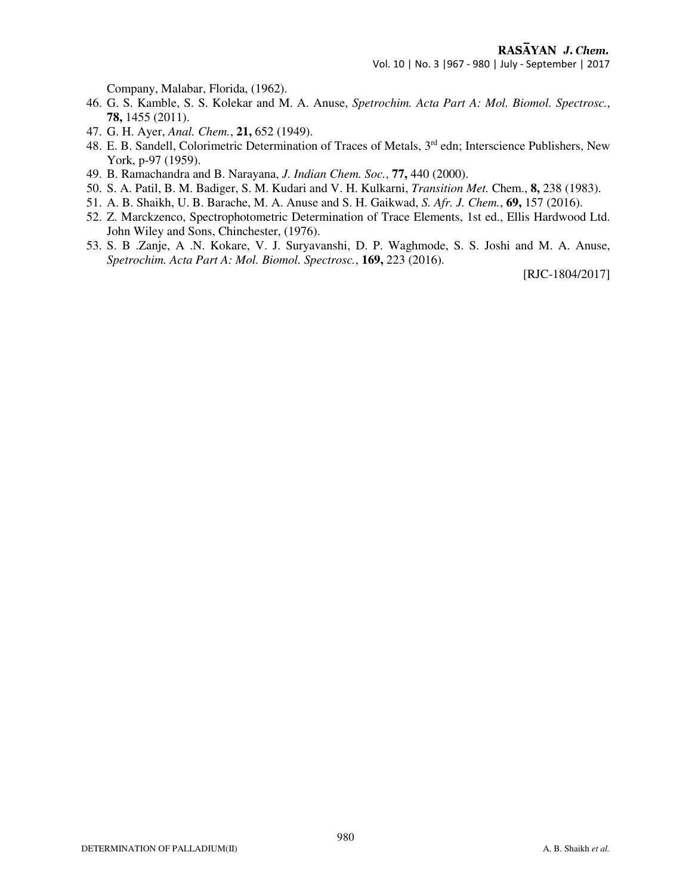Company, Malabar, Florida, (1962).

46. G. S. Kamble, S. S. Kolekar and M. A. Anuse, *Spetrochim. Acta Part A: Mol. Biomol. Spectrosc.*, **78,** 1455 (2011).
47. G. H. Ayer, *Anal. Chem.*, **21,** 652 (1949).
48. E. B. Sandell, Colorimetric Determination of Traces of Metals, 3rd edn; Interscience Publishers, New York, p-97 (1959).
49. B. Ramachandra and B. Narayana, *J. Indian Chem. Soc.*, **77,** 440 (2000).
50. S. A. Patil, B. M. Badiger, S. M. Kudari and V. H. Kulkarni, *Transition Met.* Chem., **8,** 238 (1983).
51. A. B. Shaikh, U. B. Barache, M. A. Anuse and S. H. Gaikwad, *S. Afr. J. Chem.*, **69,** 157 (2016).
52. Z. Marckzenco, Spectrophotometric Determination of Trace Elements, 1st ed., Ellis Hardwood Ltd. John Wiley and Sons, Chinchester, (1976).
53. S. B .Zanje, A .N. Kokare, V. J. Suryavanshi, D. P. Waghmode, S. S. Joshi and M. A. Anuse, *Spetrochim. Acta Part A: Mol. Biomol. Spectrosc.*, **169,** 223 (2016).

[RJC-1804/2017]